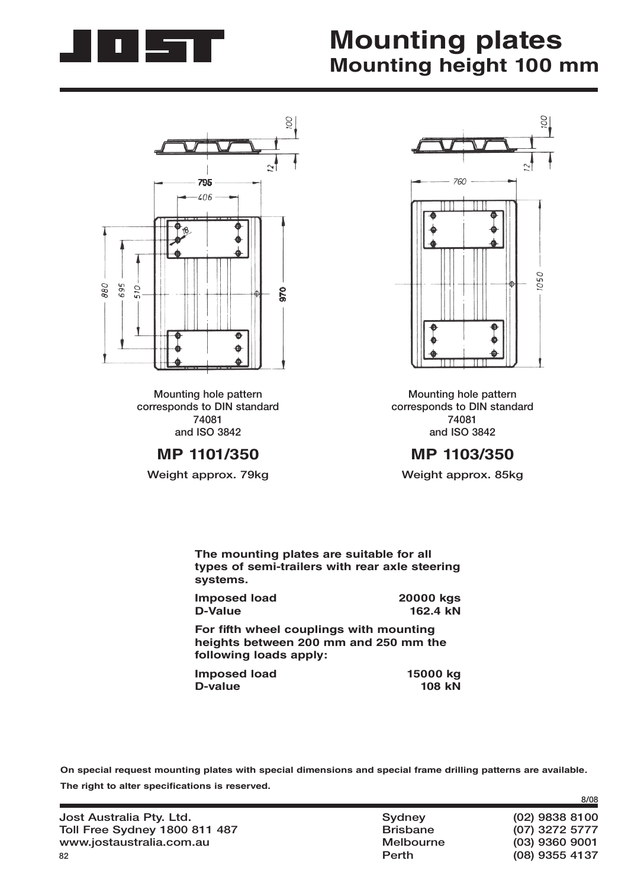# Mounting plates

## Mounting height 100 mm

Mounting hole pattern corresponds to DIN standard 74081 and ISO 3842

### MP 1101/350

Weight approx. 79kg

Mounting hole pattern corresponds to DIN standard 74081 and ISO 3842

### MP 1103/350

Weight approx. 85kg

**The mounting plates are suitable for all types of semi-trailers with rear axle steering systems.**

| | |
|---|---|
| **Imposed load** | **20000 kgs** |
| **D-Value** | **162.4 kN** |

**For fifth wheel couplings with mounting heights between 200 mm and 250 mm the following loads apply:**

| | |
|---|---|
| **Imposed load** | **15000 kg** |
| **D-value** | **108 kN** |

**On special request mounting plates with special dimensions and special frame drilling patterns are available.**

**The right to alter specifications is reserved.**

8/08

Jost Australia Pty. Ltd.
Toll Free Sydney 1800 811 487
www.jostaustralia.com.au

| | |
|---|---|
| Sydney | (02) 9838 8100 |
| Brisbane | (07) 3272 5777 |
| Melbourne | (03) 9360 9001 |
| Perth | (08) 9355 4137 |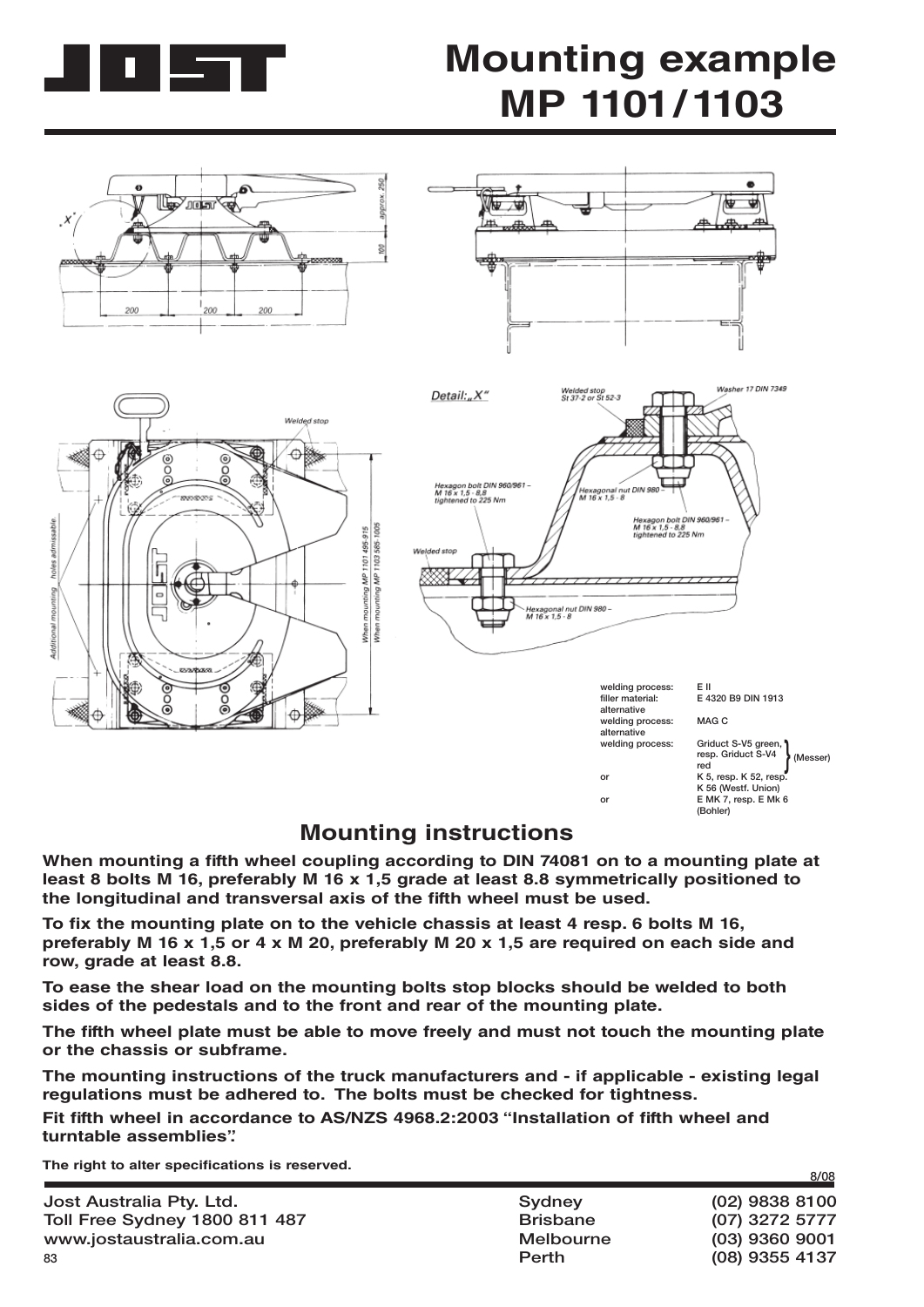# Mounting example MP 1101/1103

approx. 250

100

200 200 200

"X"

Welded stop

Additional mounting holes admissable

When mounting MP 1101 495-915

When mounting MP 1103 585-1005

Detail: „X"

Welded stop St 37-2 or St 52-3

Washer 17 DIN 7349

Hexagon bolt DIN 960/961 – M 16 x 1,5 - 8,8 tightened to 225 Nm

Hexagonal nut DIN 980 – M 16 x 1,5 - 8

Hexagon bolt DIN 960/961 – M 16 x 1,5 - 8,8 tightened to 225 Nm

Welded stop

Hexagonal nut DIN 980 – M 16 x 1,5 - 8

| | |
|---|---|
| welding process: | E II |
| filler material: | E 4320 B9 DIN 1913 |
| alternative welding process: | MAG C |
| alternative welding process: | Griduct S-V5 green, resp. Griduct S-V4 red } (Messer) |
| or | K 5, resp. K 52, resp. K 56 (Westf. Union) |
| or | E MK 7, resp. E Mk 6 (Bohler) |

## Mounting instructions

**When mounting a fifth wheel coupling according to DIN 74081 on to a mounting plate at least 8 bolts M 16, preferably M 16 x 1,5 grade at least 8.8 symmetrically positioned to the longitudinal and transversal axis of the fifth wheel must be used.**

**To fix the mounting plate on to the vehicle chassis at least 4 resp. 6 bolts M 16, preferably M 16 x 1,5 or 4 x M 20, preferably M 20 x 1,5 are required on each side and row, grade at least 8.8.**

**To ease the shear load on the mounting bolts stop blocks should be welded to both sides of the pedestals and to the front and rear of the mounting plate.**

**The fifth wheel plate must be able to move freely and must not touch the mounting plate or the chassis or subframe.**

**The mounting instructions of the truck manufacturers and - if applicable - existing legal regulations must be adhered to. The bolts must be checked for tightness.**

**Fit fifth wheel in accordance to AS/NZS 4968.2:2003 "Installation of fifth wheel and turntable assemblies".**

**The right to alter specifications is reserved.**

8/08

Jost Australia Pty. Ltd.
Toll Free Sydney 1800 811 487
www.jostaustralia.com.au

| | |
|---|---|
| Sydney | (02) 9838 8100 |
| Brisbane | (07) 3272 5777 |
| Melbourne | (03) 9360 9001 |
| Perth | (08) 9355 4137 |